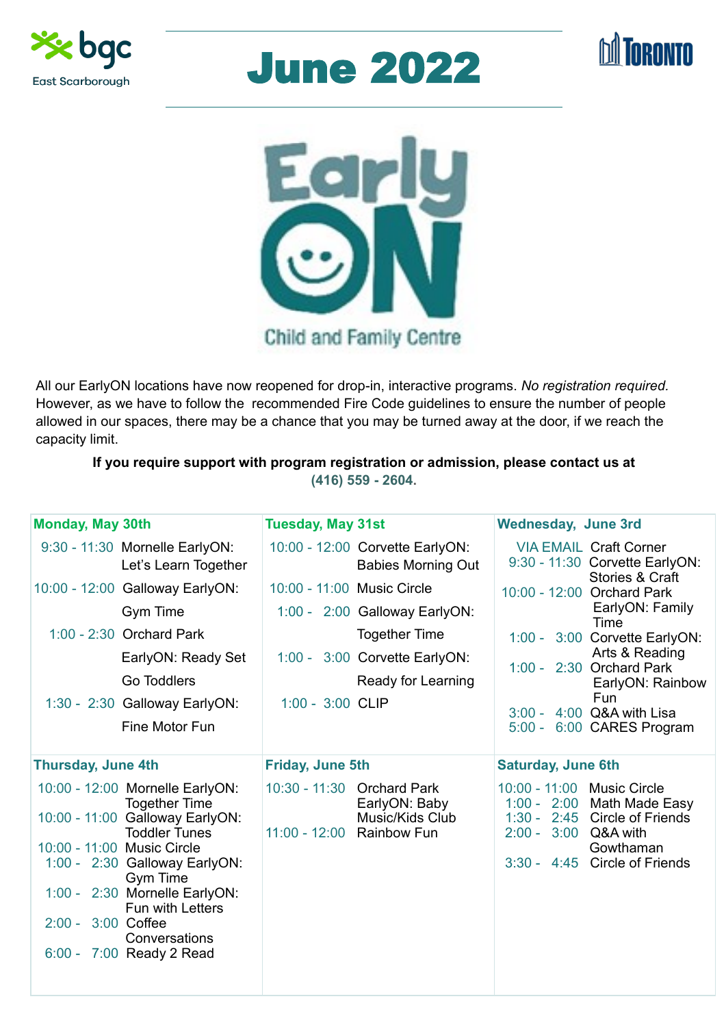bgc East Scarborough

# June 2022

TORONTO

EarlyON Child and Family Centre

All our EarlyON locations have now reopened for drop-in, interactive programs. *No registration required.* However, as we have to follow the recommended Fire Code guidelines to ensure the number of people allowed in our spaces, there may be a chance that you may be turned away at the door, if we reach the capacity limit.

**If you require support with program registration or admission, please contact us at (416) 559 - 2604.**

| Monday, May 30th | Tuesday, May 31st | Wednesday, June 3rd |
|---|---|---|
| 9:30 - 11:30 Mornelle EarlyON: Let's Learn Together<br>10:00 - 12:00 Galloway EarlyON: Gym Time<br>1:00 - 2:30 Orchard Park EarlyON: Ready Set Go Toddlers<br>1:30 - 2:30 Galloway EarlyON: Fine Motor Fun | 10:00 - 12:00 Corvette EarlyON: Babies Morning Out<br>10:00 - 11:00 Music Circle<br>1:00 - 2:00 Galloway EarlyON: Together Time<br>1:00 - 3:00 Corvette EarlyON: Ready for Learning<br>1:00 - 3:00 CLIP | VIA EMAIL Craft Corner<br>9:30 - 11:30 Corvette EarlyON: Stories & Craft<br>10:00 - 12:00 Orchard Park EarlyON: Family Time<br>1:00 - 3:00 Corvette EarlyON: Arts & Reading<br>1:00 - 2:30 Orchard Park EarlyON: Rainbow Fun<br>3:00 - 4:00 Q&A with Lisa<br>5:00 - 6:00 CARES Program |
| **Thursday, June 4th** | **Friday, June 5th** | **Saturday, June 6th** |
| 10:00 - 12:00 Mornelle EarlyON: Together Time<br>10:00 - 11:00 Galloway EarlyON: Toddler Tunes<br>10:00 - 11:00 Music Circle<br>1:00 - 2:30 Galloway EarlyON: Gym Time<br>1:00 - 2:30 Mornelle EarlyON: Fun with Letters<br>2:00 - 3:00 Coffee Conversations<br>6:00 - 7:00 Ready 2 Read | 10:30 - 11:30 Orchard Park EarlyON: Baby Music/Kids Club<br>11:00 - 12:00 Rainbow Fun | 10:00 - 11:00 Music Circle<br>1:00 - 2:00 Math Made Easy<br>1:30 - 2:45 Circle of Friends<br>2:00 - 3:00 Q&A with Gowthaman<br>3:30 - 4:45 Circle of Friends |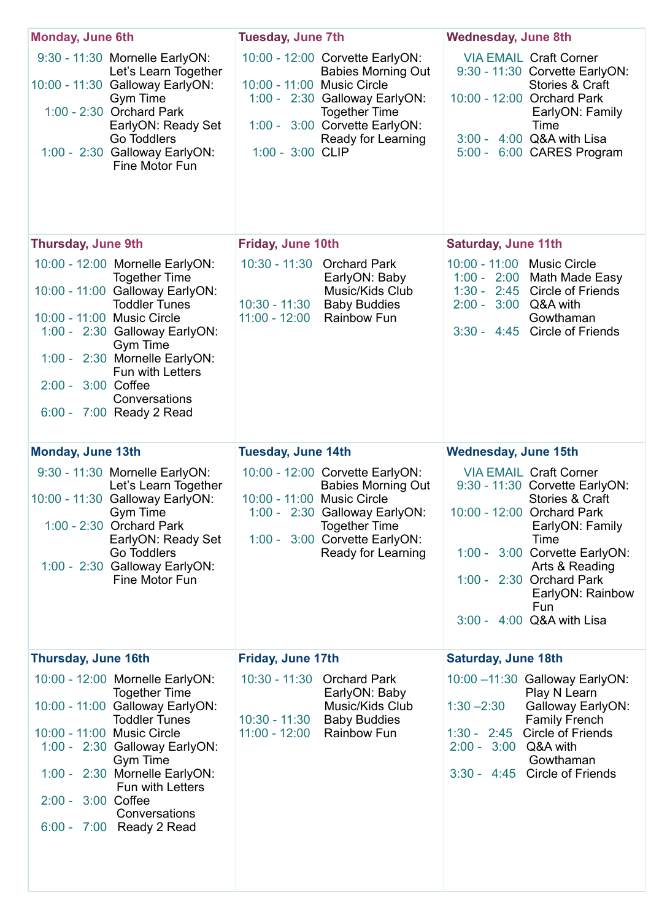### Monday, June 6th

- 9:30 - 11:30 Mornelle EarlyON: Let's Learn Together
- 10:00 - 11:30 Galloway EarlyON: Gym Time
- 1:00 - 2:30 Orchard Park EarlyON: Ready Set Go Toddlers
- 1:00 - 2:30 Galloway EarlyON: Fine Motor Fun

### Tuesday, June 7th

- 10:00 - 12:00 Corvette EarlyON: Babies Morning Out
- 10:00 - 11:00 Music Circle
- 1:00 - 2:30 Galloway EarlyON: Together Time
- 1:00 - 3:00 Corvette EarlyON: Ready for Learning
- 1:00 - 3:00 CLIP

### Wednesday, June 8th

- VIA EMAIL Craft Corner
- 9:30 - 11:30 Corvette EarlyON: Stories & Craft
- 10:00 - 12:00 Orchard Park EarlyON: Family Time
- 3:00 - 4:00 Q&A with Lisa
- 5:00 - 6:00 CARES Program

### Thursday, June 9th

- 10:00 - 12:00 Mornelle EarlyON: Together Time
- 10:00 - 11:00 Galloway EarlyON: Toddler Tunes
- 10:00 - 11:00 Music Circle
- 1:00 - 2:30 Galloway EarlyON: Gym Time
- 1:00 - 2:30 Mornelle EarlyON: Fun with Letters
- 2:00 - 3:00 Coffee Conversations
- 6:00 - 7:00 Ready 2 Read

### Friday, June 10th

- 10:30 - 11:30 Orchard Park EarlyON: Baby Music/Kids Club
- 10:30 - 11:30 Baby Buddies
- 11:00 - 12:00 Rainbow Fun

### Saturday, June 11th

- 10:00 - 11:00 Music Circle
- 1:00 - 2:00 Math Made Easy
- 1:30 - 2:45 Circle of Friends
- 2:00 - 3:00 Q&A with Gowthaman
- 3:30 - 4:45 Circle of Friends

### Monday, June 13th

- 9:30 - 11:30 Mornelle EarlyON: Let's Learn Together
- 10:00 - 11:30 Galloway EarlyON: Gym Time
- 1:00 - 2:30 Orchard Park EarlyON: Ready Set Go Toddlers
- 1:00 - 2:30 Galloway EarlyON: Fine Motor Fun

### Tuesday, June 14th

- 10:00 - 12:00 Corvette EarlyON: Babies Morning Out
- 10:00 - 11:00 Music Circle
- 1:00 - 2:30 Galloway EarlyON: Together Time
- 1:00 - 3:00 Corvette EarlyON: Ready for Learning

### Wednesday, June 15th

- VIA EMAIL Craft Corner
- 9:30 - 11:30 Corvette EarlyON: Stories & Craft
- 10:00 - 12:00 Orchard Park EarlyON: Family Time
- 1:00 - 3:00 Corvette EarlyON: Arts & Reading
- 1:00 - 2:30 Orchard Park EarlyON: Rainbow Fun
- 3:00 - 4:00 Q&A with Lisa

### Thursday, June 16th

- 10:00 - 12:00 Mornelle EarlyON: Together Time
- 10:00 - 11:00 Galloway EarlyON: Toddler Tunes
- 10:00 - 11:00 Music Circle
- 1:00 - 2:30 Galloway EarlyON: Gym Time
- 1:00 - 2:30 Mornelle EarlyON: Fun with Letters
- 2:00 - 3:00 Coffee Conversations
- 6:00 - 7:00 Ready 2 Read

### Friday, June 17th

- 10:30 - 11:30 Orchard Park EarlyON: Baby Music/Kids Club
- 10:30 - 11:30 Baby Buddies
- 11:00 - 12:00 Rainbow Fun

### Saturday, June 18th

- 10:00 –11:30 Galloway EarlyON: Play N Learn
- 1:30 –2:30 Galloway EarlyON: Family French
- 1:30 - 2:45 Circle of Friends
- 2:00 - 3:00 Q&A with Gowthaman
- 3:30 - 4:45 Circle of Friends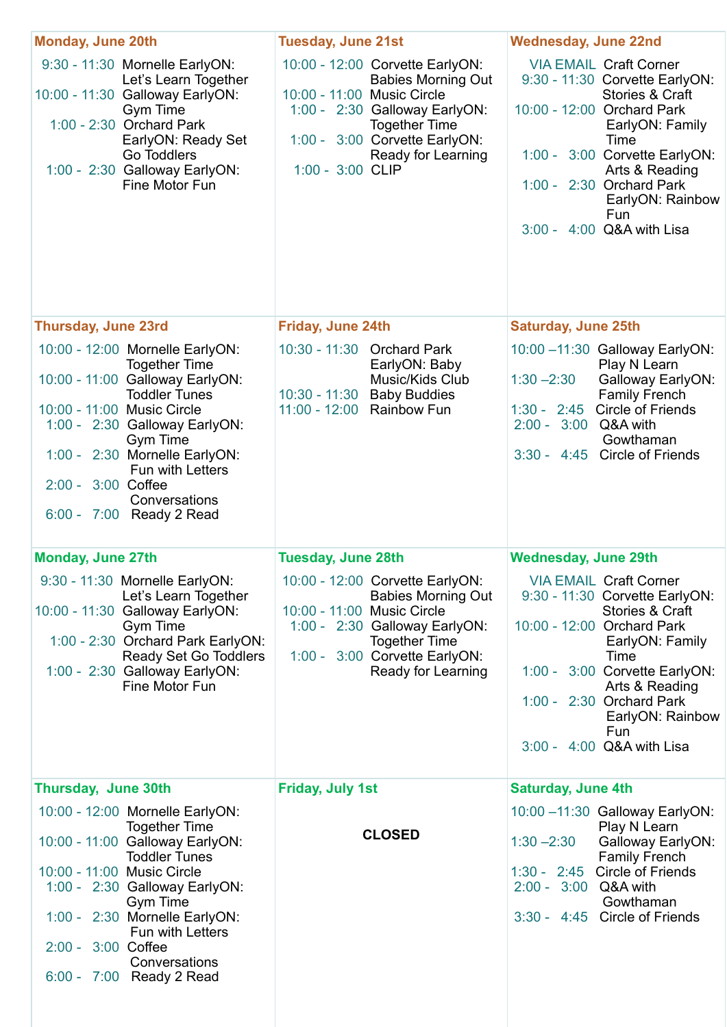| | | |
|---|---|---|
| **Monday, June 20th**<br>9:30 - 11:30 Mornelle EarlyON: Let's Learn Together<br>10:00 - 11:30 Galloway EarlyON: Gym Time<br>1:00 - 2:30 Orchard Park EarlyON: Ready Set Go Toddlers<br>1:00 - 2:30 Galloway EarlyON: Fine Motor Fun | **Tuesday, June 21st**<br>10:00 - 12:00 Corvette EarlyON: Babies Morning Out<br>10:00 - 11:00 Music Circle<br>1:00 - 2:30 Galloway EarlyON: Together Time<br>1:00 - 3:00 Corvette EarlyON: Ready for Learning<br>1:00 - 3:00 CLIP | **Wednesday, June 22nd**<br>VIA EMAIL Craft Corner<br>9:30 - 11:30 Corvette EarlyON: Stories & Craft<br>10:00 - 12:00 Orchard Park EarlyON: Family Time<br>1:00 - 3:00 Corvette EarlyON: Arts & Reading<br>1:00 - 2:30 Orchard Park EarlyON: Rainbow Fun<br>3:00 - 4:00 Q&A with Lisa |
| **Thursday, June 23rd**<br>10:00 - 12:00 Mornelle EarlyON: Together Time<br>10:00 - 11:00 Galloway EarlyON: Toddler Tunes<br>10:00 - 11:00 Music Circle<br>1:00 - 2:30 Galloway EarlyON: Gym Time<br>1:00 - 2:30 Mornelle EarlyON: Fun with Letters<br>2:00 - 3:00 Coffee Conversations<br>6:00 - 7:00 Ready 2 Read | **Friday, June 24th**<br>10:30 - 11:30 Orchard Park EarlyON: Baby Music/Kids Club<br>10:30 - 11:30 Baby Buddies<br>11:00 - 12:00 Rainbow Fun | **Saturday, June 25th**<br>10:00 –11:30 Galloway EarlyON: Play N Learn<br>1:30 –2:30 Galloway EarlyON: Family French<br>1:30 - 2:45 Circle of Friends<br>2:00 - 3:00 Q&A with Gowthaman<br>3:30 - 4:45 Circle of Friends |
| **Monday, June 27th**<br>9:30 - 11:30 Mornelle EarlyON: Let's Learn Together<br>10:00 - 11:30 Galloway EarlyON: Gym Time<br>1:00 - 2:30 Orchard Park EarlyON: Ready Set Go Toddlers<br>1:00 - 2:30 Galloway EarlyON: Fine Motor Fun | **Tuesday, June 28th**<br>10:00 - 12:00 Corvette EarlyON: Babies Morning Out<br>10:00 - 11:00 Music Circle<br>1:00 - 2:30 Galloway EarlyON: Together Time<br>1:00 - 3:00 Corvette EarlyON: Ready for Learning | **Wednesday, June 29th**<br>VIA EMAIL Craft Corner<br>9:30 - 11:30 Corvette EarlyON: Stories & Craft<br>10:00 - 12:00 Orchard Park EarlyON: Family Time<br>1:00 - 3:00 Corvette EarlyON: Arts & Reading<br>1:00 - 2:30 Orchard Park EarlyON: Rainbow Fun<br>3:00 - 4:00 Q&A with Lisa |
| **Thursday, June 30th**<br>10:00 - 12:00 Mornelle EarlyON: Together Time<br>10:00 - 11:00 Galloway EarlyON: Toddler Tunes<br>10:00 - 11:00 Music Circle<br>1:00 - 2:30 Galloway EarlyON: Gym Time<br>1:00 - 2:30 Mornelle EarlyON: Fun with Letters<br>2:00 - 3:00 Coffee Conversations<br>6:00 - 7:00 Ready 2 Read | **Friday, July 1st**<br>**CLOSED** | **Saturday, June 4th**<br>10:00 –11:30 Galloway EarlyON: Play N Learn<br>1:30 –2:30 Galloway EarlyON: Family French<br>1:30 - 2:45 Circle of Friends<br>2:00 - 3:00 Q&A with Gowthaman<br>3:30 - 4:45 Circle of Friends |